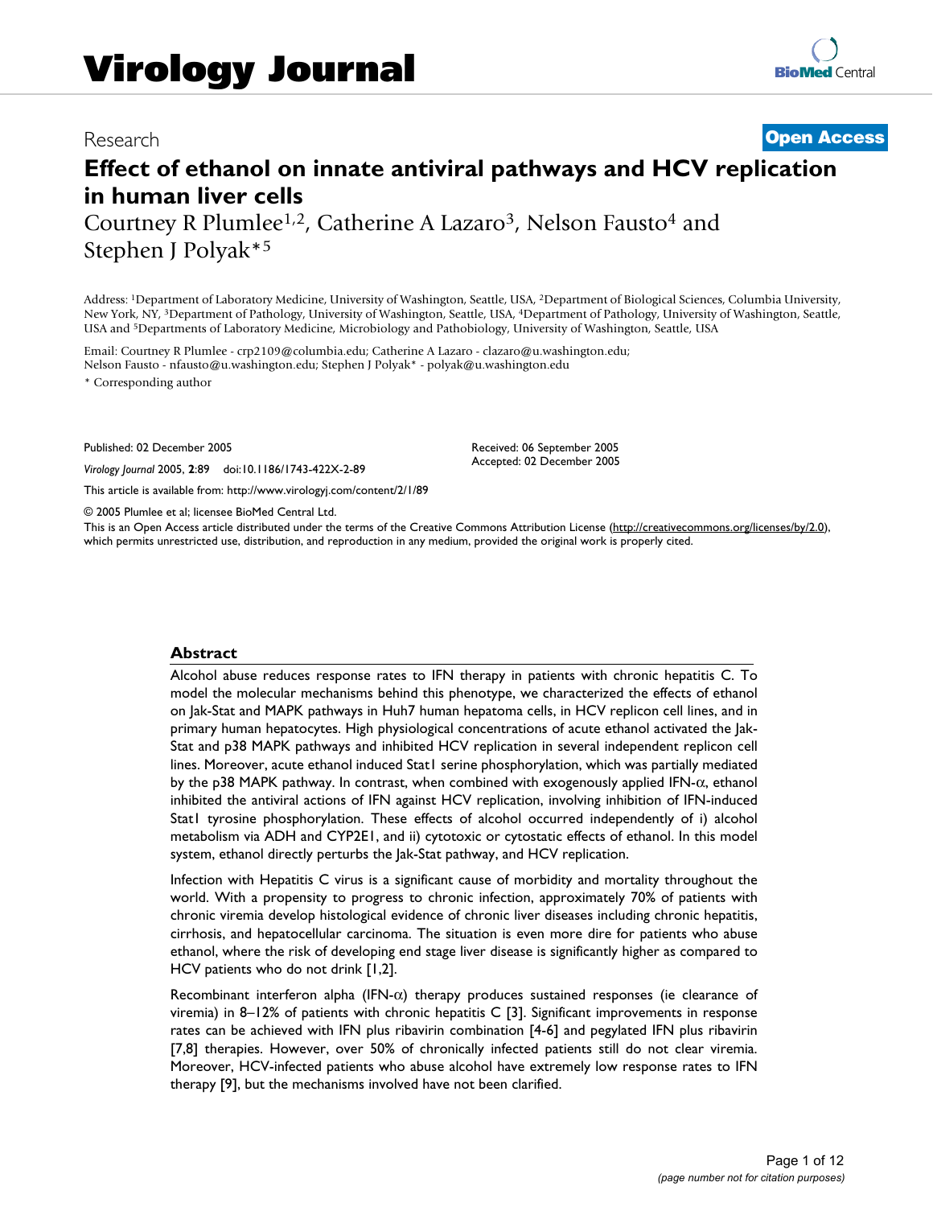# Virology Journal

Research

**Open Access**

# Effect of ethanol on innate antiviral pathways and HCV replication in human liver cells

Courtney R Plumlee[1,2], Catherine A Lazaro[3], Nelson Fausto[4] and Stephen J Polyak*[5]

Address: [1]Department of Laboratory Medicine, University of Washington, Seattle, USA, [2]Department of Biological Sciences, Columbia University, New York, NY, [3]Department of Pathology, University of Washington, Seattle, USA, [4]Department of Pathology, University of Washington, Seattle, USA and [5]Departments of Laboratory Medicine, Microbiology and Pathobiology, University of Washington, Seattle, USA

Email: Courtney R Plumlee - crp2109@columbia.edu; Catherine A Lazaro - clazaro@u.washington.edu; Nelson Fausto - nfausto@u.washington.edu; Stephen J Polyak* - polyak@u.washington.edu

* Corresponding author

Published: 02 December 2005

*Virology Journal* 2005, **2**:89 doi:10.1186/1743-422X-2-89

Received: 06 September 2005
Accepted: 02 December 2005

This article is available from: http://www.virologyj.com/content/2/1/89

© 2005 Plumlee et al; licensee BioMed Central Ltd.

This is an Open Access article distributed under the terms of the Creative Commons Attribution License (http://creativecommons.org/licenses/by/2.0), which permits unrestricted use, distribution, and reproduction in any medium, provided the original work is properly cited.

## Abstract

Alcohol abuse reduces response rates to IFN therapy in patients with chronic hepatitis C. To model the molecular mechanisms behind this phenotype, we characterized the effects of ethanol on Jak-Stat and MAPK pathways in Huh7 human hepatoma cells, in HCV replicon cell lines, and in primary human hepatocytes. High physiological concentrations of acute ethanol activated the Jak-Stat and p38 MAPK pathways and inhibited HCV replication in several independent replicon cell lines. Moreover, acute ethanol induced Stat1 serine phosphorylation, which was partially mediated by the p38 MAPK pathway. In contrast, when combined with exogenously applied IFN-α, ethanol inhibited the antiviral actions of IFN against HCV replication, involving inhibition of IFN-induced Stat1 tyrosine phosphorylation. These effects of alcohol occurred independently of i) alcohol metabolism via ADH and CYP2E1, and ii) cytotoxic or cytostatic effects of ethanol. In this model system, ethanol directly perturbs the Jak-Stat pathway, and HCV replication.

Infection with Hepatitis C virus is a significant cause of morbidity and mortality throughout the world. With a propensity to progress to chronic infection, approximately 70% of patients with chronic viremia develop histological evidence of chronic liver diseases including chronic hepatitis, cirrhosis, and hepatocellular carcinoma. The situation is even more dire for patients who abuse ethanol, where the risk of developing end stage liver disease is significantly higher as compared to HCV patients who do not drink [1,2].

Recombinant interferon alpha (IFN-α) therapy produces sustained responses (ie clearance of viremia) in 8–12% of patients with chronic hepatitis C [3]. Significant improvements in response rates can be achieved with IFN plus ribavirin combination [4-6] and pegylated IFN plus ribavirin [7,8] therapies. However, over 50% of chronically infected patients still do not clear viremia. Moreover, HCV-infected patients who abuse alcohol have extremely low response rates to IFN therapy [9], but the mechanisms involved have not been clarified.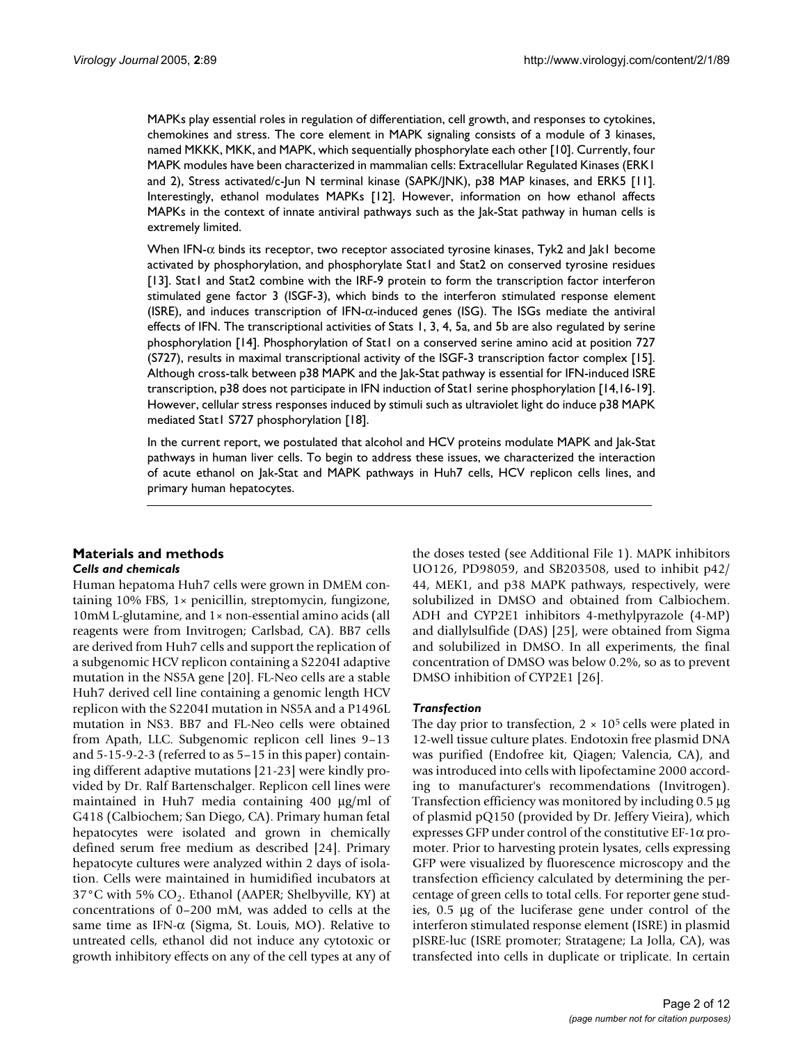MAPKs play essential roles in regulation of differentiation, cell growth, and responses to cytokines, chemokines and stress. The core element in MAPK signaling consists of a module of 3 kinases, named MKKK, MKK, and MAPK, which sequentially phosphorylate each other [10]. Currently, four MAPK modules have been characterized in mammalian cells: Extracellular Regulated Kinases (ERK1 and 2), Stress activated/c-Jun N terminal kinase (SAPK/JNK), p38 MAP kinases, and ERK5 [11]. Interestingly, ethanol modulates MAPKs [12]. However, information on how ethanol affects MAPKs in the context of innate antiviral pathways such as the Jak-Stat pathway in human cells is extremely limited.

When IFN-α binds its receptor, two receptor associated tyrosine kinases, Tyk2 and Jak1 become activated by phosphorylation, and phosphorylate Stat1 and Stat2 on conserved tyrosine residues [13]. Stat1 and Stat2 combine with the IRF-9 protein to form the transcription factor interferon stimulated gene factor 3 (ISGF-3), which binds to the interferon stimulated response element (ISRE), and induces transcription of IFN-α-induced genes (ISG). The ISGs mediate the antiviral effects of IFN. The transcriptional activities of Stats 1, 3, 4, 5a, and 5b are also regulated by serine phosphorylation [14]. Phosphorylation of Stat1 on a conserved serine amino acid at position 727 (S727), results in maximal transcriptional activity of the ISGF-3 transcription factor complex [15]. Although cross-talk between p38 MAPK and the Jak-Stat pathway is essential for IFN-induced ISRE transcription, p38 does not participate in IFN induction of Stat1 serine phosphorylation [14,16-19]. However, cellular stress responses induced by stimuli such as ultraviolet light do induce p38 MAPK mediated Stat1 S727 phosphorylation [18].

In the current report, we postulated that alcohol and HCV proteins modulate MAPK and Jak-Stat pathways in human liver cells. To begin to address these issues, we characterized the interaction of acute ethanol on Jak-Stat and MAPK pathways in Huh7 cells, HCV replicon cells lines, and primary human hepatocytes.

## Materials and methods

### *Cells and chemicals*

Human hepatoma Huh7 cells were grown in DMEM containing 10% FBS, 1× penicillin, streptomycin, fungizone, 10mM L-glutamine, and 1× non-essential amino acids (all reagents were from Invitrogen; Carlsbad, CA). BB7 cells are derived from Huh7 cells and support the replication of a subgenomic HCV replicon containing a S2204I adaptive mutation in the NS5A gene [20]. FL-Neo cells are a stable Huh7 derived cell line containing a genomic length HCV replicon with the S2204I mutation in NS5A and a P1496L mutation in NS3. BB7 and FL-Neo cells were obtained from Apath, LLC. Subgenomic replicon cell lines 9–13 and 5-15-9-2-3 (referred to as 5–15 in this paper) containing different adaptive mutations [21-23] were kindly provided by Dr. Ralf Bartenschalger. Replicon cell lines were maintained in Huh7 media containing 400 μg/ml of G418 (Calbiochem; San Diego, CA). Primary human fetal hepatocytes were isolated and grown in chemically defined serum free medium as described [24]. Primary hepatocyte cultures were analyzed within 2 days of isolation. Cells were maintained in humidified incubators at 37°C with 5% $CO_2$. Ethanol (AAPER; Shelbyville, KY) at concentrations of 0–200 mM, was added to cells at the same time as IFN-α (Sigma, St. Louis, MO). Relative to untreated cells, ethanol did not induce any cytotoxic or growth inhibitory effects on any of the cell types at any of the doses tested (see Additional File 1). MAPK inhibitors UO126, PD98059, and SB203508, used to inhibit p42/44, MEK1, and p38 MAPK pathways, respectively, were solubilized in DMSO and obtained from Calbiochem. ADH and CYP2E1 inhibitors 4-methylpyrazole (4-MP) and diallylsulfide (DAS) [25], were obtained from Sigma and solubilized in DMSO. In all experiments, the final concentration of DMSO was below 0.2%, so as to prevent DMSO inhibition of CYP2E1 [26].

### *Transfection*

The day prior to transfection, $2 \times 10^5$ cells were plated in 12-well tissue culture plates. Endotoxin free plasmid DNA was purified (Endofree kit, Qiagen; Valencia, CA), and was introduced into cells with lipofectamine 2000 according to manufacturer's recommendations (Invitrogen). Transfection efficiency was monitored by including 0.5 μg of plasmid pQ150 (provided by Dr. Jeffery Vieira), which expresses GFP under control of the constitutive EF-1α promoter. Prior to harvesting protein lysates, cells expressing GFP were visualized by fluorescence microscopy and the transfection efficiency calculated by determining the percentage of green cells to total cells. For reporter gene studies, 0.5 μg of the luciferase gene under control of the interferon stimulated response element (ISRE) in plasmid pISRE-luc (ISRE promoter; Stratagene; La Jolla, CA), was transfected into cells in duplicate or triplicate. In certain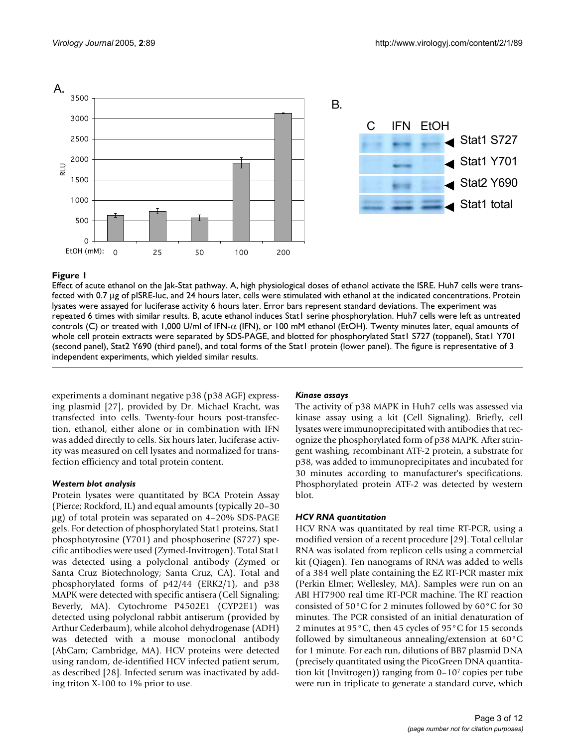**Figure 1**

Effect of acute ethanol on the Jak-Stat pathway. A, high physiological doses of ethanol activate the ISRE. Huh7 cells were transfected with 0.7 μg of pISRE-luc, and 24 hours later, cells were stimulated with ethanol at the indicated concentrations. Protein lysates were assayed for luciferase activity 6 hours later. Error bars represent standard deviations. The experiment was repeated 6 times with similar results. B, acute ethanol induces Stat1 serine phosphorylation. Huh7 cells were left as untreated controls (C) or treated with 1,000 U/ml of IFN-α (IFN), or 100 mM ethanol (EtOH). Twenty minutes later, equal amounts of whole cell protein extracts were separated by SDS-PAGE, and blotted for phosphorylated Stat1 S727 (toppanel), Stat1 Y701 (second panel), Stat2 Y690 (third panel), and total forms of the Stat1 protein (lower panel). The figure is representative of 3 independent experiments, which yielded similar results.

experiments a dominant negative p38 (p38 AGF) expressing plasmid [27], provided by Dr. Michael Kracht, was transfected into cells. Twenty-four hours post-transfection, ethanol, either alone or in combination with IFN was added directly to cells. Six hours later, luciferase activity was measured on cell lysates and normalized for transfection efficiency and total protein content.

### *Western blot analysis*

Protein lysates were quantitated by BCA Protein Assay (Pierce; Rockford, IL) and equal amounts (typically 20–30 μg) of total protein was separated on 4–20% SDS-PAGE gels. For detection of phosphorylated Stat1 proteins, Stat1 phosphotyrosine (Y701) and phosphoserine (S727) specific antibodies were used (Zymed-Invitrogen). Total Stat1 was detected using a polyclonal antibody (Zymed or Santa Cruz Biotechnology; Santa Cruz, CA). Total and phosphorylated forms of p42/44 (ERK2/1), and p38 MAPK were detected with specific antisera (Cell Signaling; Beverly, MA). Cytochrome P4502E1 (CYP2E1) was detected using polyclonal rabbit antiserum (provided by Arthur Cederbaum), while alcohol dehydrogenase (ADH) was detected with a mouse monoclonal antibody (AbCam; Cambridge, MA). HCV proteins were detected using random, de-identified HCV infected patient serum, as described [28]. Infected serum was inactivated by adding triton X-100 to 1% prior to use.

### *Kinase assays*

The activity of p38 MAPK in Huh7 cells was assessed via kinase assay using a kit (Cell Signaling). Briefly, cell lysates were immunoprecipitated with antibodies that recognize the phosphorylated form of p38 MAPK. After stringent washing, recombinant ATF-2 protein, a substrate for p38, was added to immunoprecipitates and incubated for 30 minutes according to manufacturer's specifications. Phosphorylated protein ATF-2 was detected by western blot.

### *HCV RNA quantitation*

HCV RNA was quantitated by real time RT-PCR, using a modified version of a recent procedure [29]. Total cellular RNA was isolated from replicon cells using a commercial kit (Qiagen). Ten nanograms of RNA was added to wells of a 384 well plate containing the EZ RT-PCR master mix (Perkin Elmer; Wellesley, MA). Samples were run on an ABI HT7900 real time RT-PCR machine. The RT reaction consisted of 50°C for 2 minutes followed by 60°C for 30 minutes. The PCR consisted of an initial denaturation of 2 minutes at 95°C, then 45 cycles of 95°C for 15 seconds followed by simultaneous annealing/extension at 60°C for 1 minute. For each run, dilutions of BB7 plasmid DNA (precisely quantitated using the PicoGreen DNA quantitation kit (Invitrogen)) ranging from 0–$10^7$ copies per tube were run in triplicate to generate a standard curve, which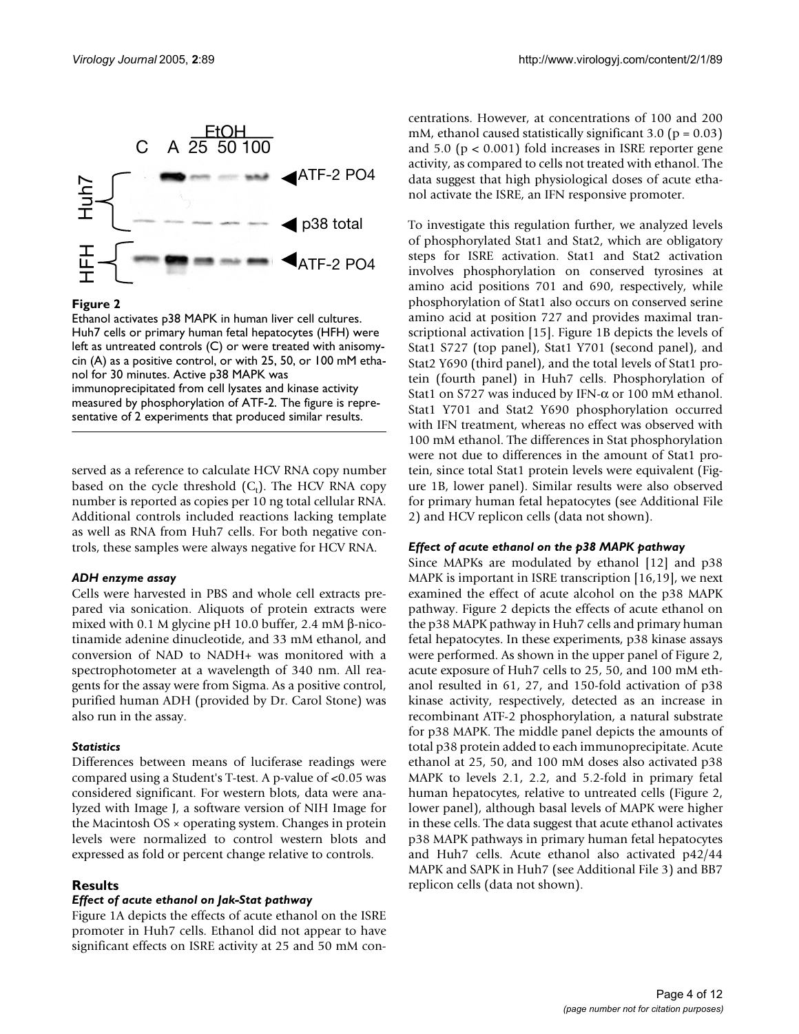**Figure 2**

Ethanol activates p38 MAPK in human liver cell cultures. Huh7 cells or primary human fetal hepatocytes (HFH) were left as untreated controls (C) or were treated with anisomycin (A) as a positive control, or with 25, 50, or 100 mM ethanol for 30 minutes. Active p38 MAPK was immunoprecipitated from cell lysates and kinase activity measured by phosphorylation of ATF-2. The figure is representative of 2 experiments that produced similar results.

served as a reference to calculate HCV RNA copy number based on the cycle threshold ($C_t$). The HCV RNA copy number is reported as copies per 10 ng total cellular RNA. Additional controls included reactions lacking template as well as RNA from Huh7 cells. For both negative controls, these samples were always negative for HCV RNA.

### *ADH enzyme assay*

Cells were harvested in PBS and whole cell extracts prepared via sonication. Aliquots of protein extracts were mixed with 0.1 M glycine pH 10.0 buffer, 2.4 mM β-nicotinamide adenine dinucleotide, and 33 mM ethanol, and conversion of NAD to NADH+ was monitored with a spectrophotometer at a wavelength of 340 nm. All reagents for the assay were from Sigma. As a positive control, purified human ADH (provided by Dr. Carol Stone) was also run in the assay.

### *Statistics*

Differences between means of luciferase readings were compared using a Student's T-test. A p-value of <0.05 was considered significant. For western blots, data were analyzed with Image J, a software version of NIH Image for the Macintosh OS × operating system. Changes in protein levels were normalized to control western blots and expressed as fold or percent change relative to controls.

## Results

### *Effect of acute ethanol on Jak-Stat pathway*

Figure 1A depicts the effects of acute ethanol on the ISRE promoter in Huh7 cells. Ethanol did not appear to have significant effects on ISRE activity at 25 and 50 mM concentrations. However, at concentrations of 100 and 200 mM, ethanol caused statistically significant 3.0 ($p = 0.03$) and 5.0 ($p < 0.001$) fold increases in ISRE reporter gene activity, as compared to cells not treated with ethanol. The data suggest that high physiological doses of acute ethanol activate the ISRE, an IFN responsive promoter.

To investigate this regulation further, we analyzed levels of phosphorylated Stat1 and Stat2, which are obligatory steps for ISRE activation. Stat1 and Stat2 activation involves phosphorylation on conserved tyrosines at amino acid positions 701 and 690, respectively, while phosphorylation of Stat1 also occurs on conserved serine amino acid at position 727 and provides maximal transcriptional activation [15]. Figure 1B depicts the levels of Stat1 S727 (top panel), Stat1 Y701 (second panel), and Stat2 Y690 (third panel), and the total levels of Stat1 protein (fourth panel) in Huh7 cells. Phosphorylation of Stat1 on S727 was induced by IFN-α or 100 mM ethanol. Stat1 Y701 and Stat2 Y690 phosphorylation occurred with IFN treatment, whereas no effect was observed with 100 mM ethanol. The differences in Stat phosphorylation were not due to differences in the amount of Stat1 protein, since total Stat1 protein levels were equivalent (Figure 1B, lower panel). Similar results were also observed for primary human fetal hepatocytes (see Additional File 2) and HCV replicon cells (data not shown).

### *Effect of acute ethanol on the p38 MAPK pathway*

Since MAPKs are modulated by ethanol [12] and p38 MAPK is important in ISRE transcription [16,19], we next examined the effect of acute alcohol on the p38 MAPK pathway. Figure 2 depicts the effects of acute ethanol on the p38 MAPK pathway in Huh7 cells and primary human fetal hepatocytes. In these experiments, p38 kinase assays were performed. As shown in the upper panel of Figure 2, acute exposure of Huh7 cells to 25, 50, and 100 mM ethanol resulted in 61, 27, and 150-fold activation of p38 kinase activity, respectively, detected as an increase in recombinant ATF-2 phosphorylation, a natural substrate for p38 MAPK. The middle panel depicts the amounts of total p38 protein added to each immunoprecipitate. Acute ethanol at 25, 50, and 100 mM doses also activated p38 MAPK to levels 2.1, 2.2, and 5.2-fold in primary fetal human hepatocytes, relative to untreated cells (Figure 2, lower panel), although basal levels of MAPK were higher in these cells. The data suggest that acute ethanol activates p38 MAPK pathways in primary human fetal hepatocytes and Huh7 cells. Acute ethanol also activated p42/44 MAPK and SAPK in Huh7 (see Additional File 3) and BB7 replicon cells (data not shown).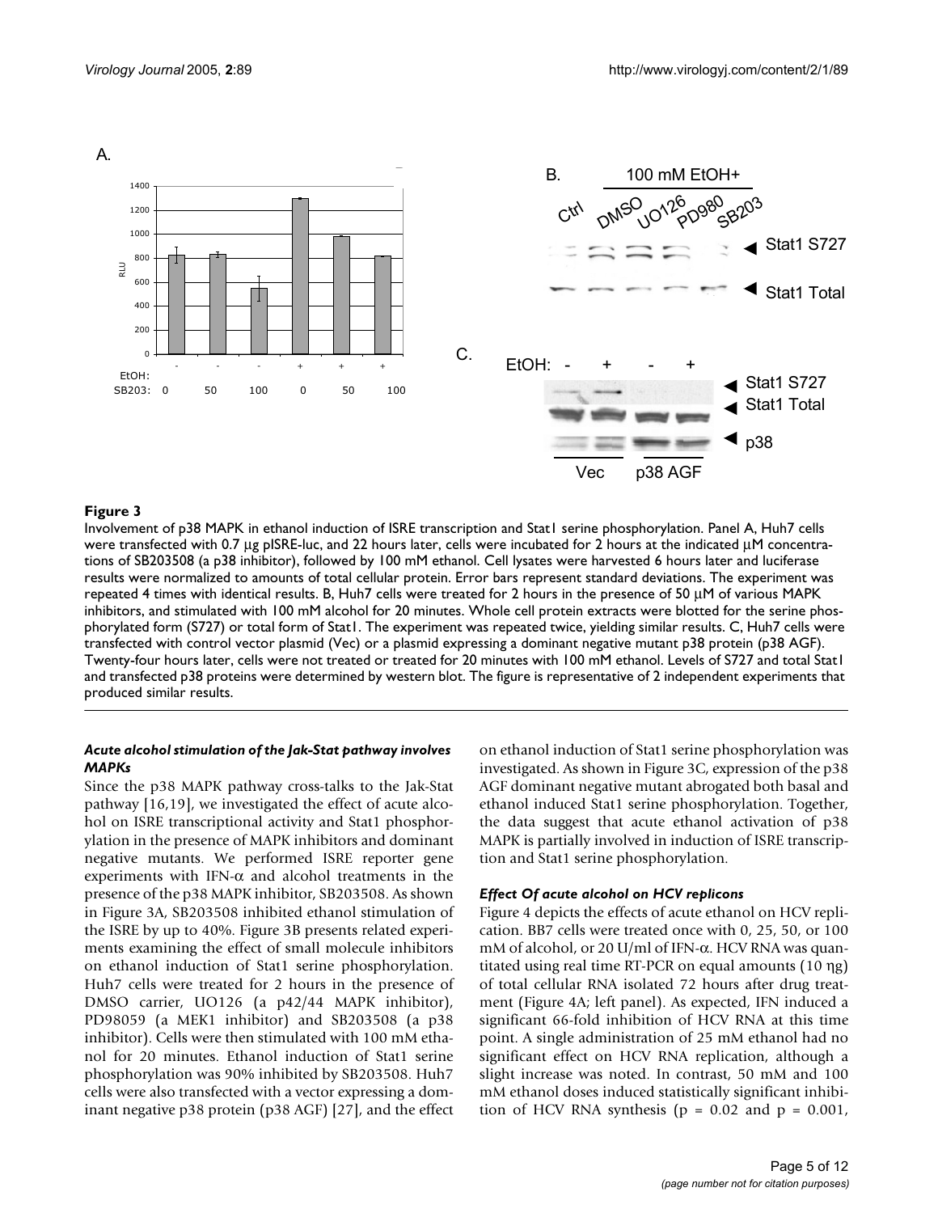**Figure 3**

Involvement of p38 MAPK in ethanol induction of ISRE transcription and Stat1 serine phosphorylation. Panel A, Huh7 cells were transfected with 0.7 μg pISRE-luc, and 22 hours later, cells were incubated for 2 hours at the indicated μM concentrations of SB203508 (a p38 inhibitor), followed by 100 mM ethanol. Cell lysates were harvested 6 hours later and luciferase results were normalized to amounts of total cellular protein. Error bars represent standard deviations. The experiment was repeated 4 times with identical results. B, Huh7 cells were treated for 2 hours in the presence of 50 μM of various MAPK inhibitors, and stimulated with 100 mM alcohol for 20 minutes. Whole cell protein extracts were blotted for the serine phosphorylated form (S727) or total form of Stat1. The experiment was repeated twice, yielding similar results. C, Huh7 cells were transfected with control vector plasmid (Vec) or a plasmid expressing a dominant negative mutant p38 protein (p38 AGF). Twenty-four hours later, cells were not treated or treated for 20 minutes with 100 mM ethanol. Levels of S727 and total Stat1 and transfected p38 proteins were determined by western blot. The figure is representative of 2 independent experiments that produced similar results.

#### *Acute alcohol stimulation of the Jak-Stat pathway involves MAPKs*

Since the p38 MAPK pathway cross-talks to the Jak-Stat pathway [16,19], we investigated the effect of acute alcohol on ISRE transcriptional activity and Stat1 phosphorylation in the presence of MAPK inhibitors and dominant negative mutants. We performed ISRE reporter gene experiments with IFN-α and alcohol treatments in the presence of the p38 MAPK inhibitor, SB203508. As shown in Figure 3A, SB203508 inhibited ethanol stimulation of the ISRE by up to 40%. Figure 3B presents related experiments examining the effect of small molecule inhibitors on ethanol induction of Stat1 serine phosphorylation. Huh7 cells were treated for 2 hours in the presence of DMSO carrier, UO126 (a p42/44 MAPK inhibitor), PD98059 (a MEK1 inhibitor) and SB203508 (a p38 inhibitor). Cells were then stimulated with 100 mM ethanol for 20 minutes. Ethanol induction of Stat1 serine phosphorylation was 90% inhibited by SB203508. Huh7 cells were also transfected with a vector expressing a dominant negative p38 protein (p38 AGF) [27], and the effect on ethanol induction of Stat1 serine phosphorylation was investigated. As shown in Figure 3C, expression of the p38 AGF dominant negative mutant abrogated both basal and ethanol induced Stat1 serine phosphorylation. Together, the data suggest that acute ethanol activation of p38 MAPK is partially involved in induction of ISRE transcription and Stat1 serine phosphorylation.

#### *Effect Of acute alcohol on HCV replicons*

Figure 4 depicts the effects of acute ethanol on HCV replication. BB7 cells were treated once with 0, 25, 50, or 100 mM of alcohol, or 20 U/ml of IFN-α. HCV RNA was quantitated using real time RT-PCR on equal amounts (10 ηg) of total cellular RNA isolated 72 hours after drug treatment (Figure 4A; left panel). As expected, IFN induced a significant 66-fold inhibition of HCV RNA at this time point. A single administration of 25 mM ethanol had no significant effect on HCV RNA replication, although a slight increase was noted. In contrast, 50 mM and 100 mM ethanol doses induced statistically significant inhibition of HCV RNA synthesis ($p = 0.02$ and $p = 0.001$,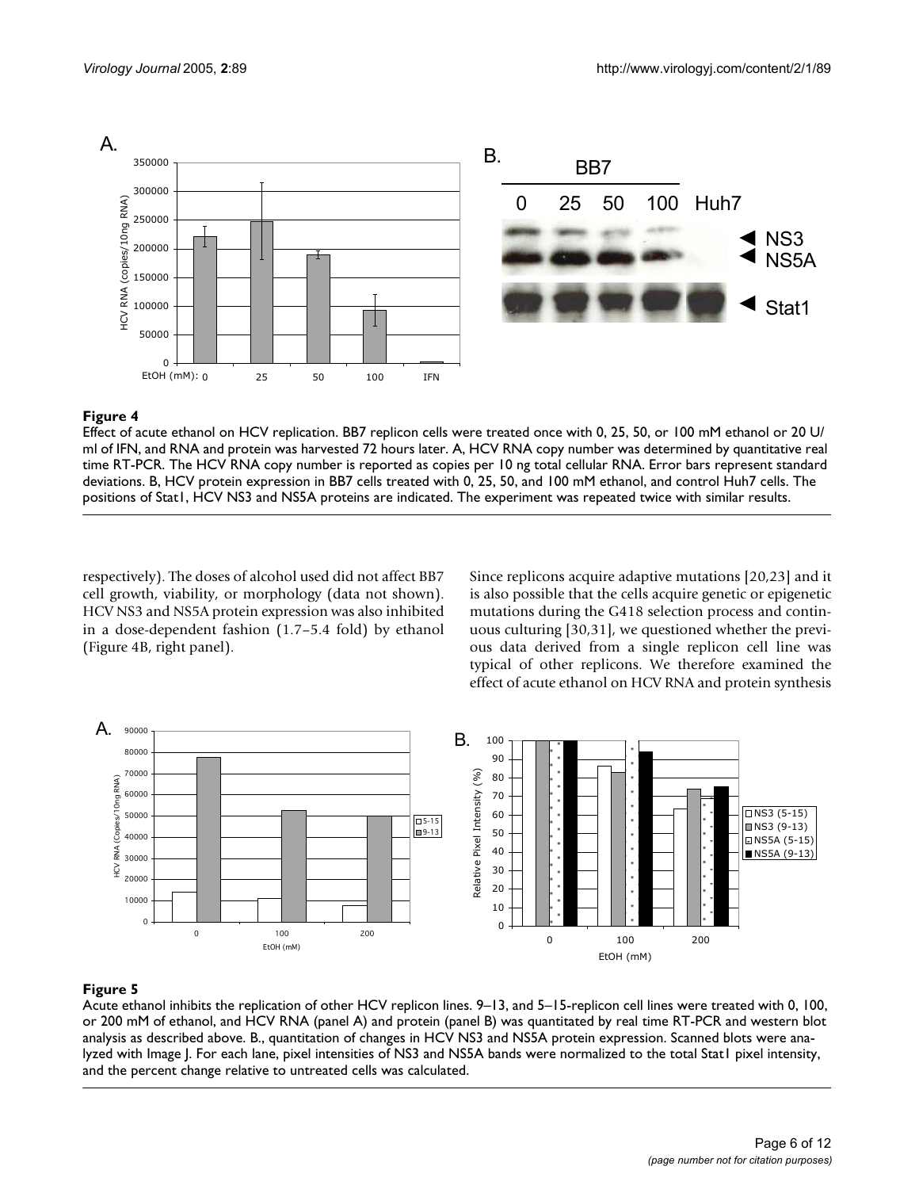**Figure 4**

Effect of acute ethanol on HCV replication. BB7 replicon cells were treated once with 0, 25, 50, or 100 mM ethanol or 20 U/ml of IFN, and RNA and protein was harvested 72 hours later. A, HCV RNA copy number was determined by quantitative real time RT-PCR. The HCV RNA copy number is reported as copies per 10 ng total cellular RNA. Error bars represent standard deviations. B, HCV protein expression in BB7 cells treated with 0, 25, 50, and 100 mM ethanol, and control Huh7 cells. The positions of Stat1, HCV NS3 and NS5A proteins are indicated. The experiment was repeated twice with similar results.

respectively). The doses of alcohol used did not affect BB7 cell growth, viability, or morphology (data not shown). HCV NS3 and NS5A protein expression was also inhibited in a dose-dependent fashion (1.7–5.4 fold) by ethanol (Figure 4B, right panel).

Since replicons acquire adaptive mutations [20,23] and it is also possible that the cells acquire genetic or epigenetic mutations during the G418 selection process and continuous culturing [30,31], we questioned whether the previous data derived from a single replicon cell line was typical of other replicons. We therefore examined the effect of acute ethanol on HCV RNA and protein synthesis

**Figure 5**

Acute ethanol inhibits the replication of other HCV replicon lines. 9–13, and 5–15-replicon cell lines were treated with 0, 100, or 200 mM of ethanol, and HCV RNA (panel A) and protein (panel B) was quantitated by real time RT-PCR and western blot analysis as described above. B., quantitation of changes in HCV NS3 and NS5A protein expression. Scanned blots were analyzed with Image J. For each lane, pixel intensities of NS3 and NS5A bands were normalized to the total Stat1 pixel intensity, and the percent change relative to untreated cells was calculated.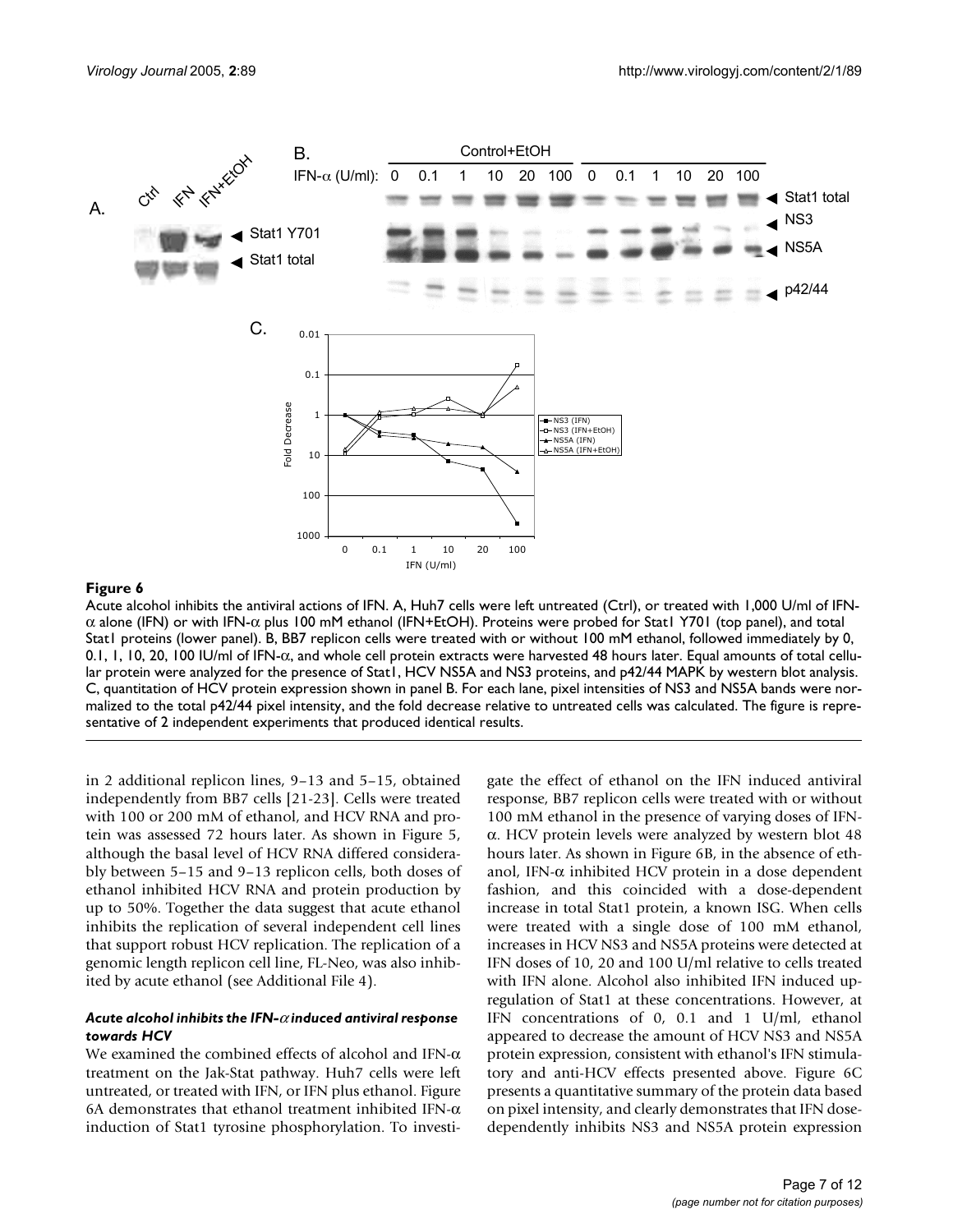**Figure 6**

Acute alcohol inhibits the antiviral actions of IFN. A, Huh7 cells were left untreated (Ctrl), or treated with 1,000 U/ml of IFN-α alone (IFN) or with IFN-α plus 100 mM ethanol (IFN+EtOH). Proteins were probed for Stat1 Y701 (top panel), and total Stat1 proteins (lower panel). B, BB7 replicon cells were treated with or without 100 mM ethanol, followed immediately by 0, 0.1, 1, 10, 20, 100 IU/ml of IFN-α, and whole cell protein extracts were harvested 48 hours later. Equal amounts of total cellular protein were analyzed for the presence of Stat1, HCV NS5A and NS3 proteins, and p42/44 MAPK by western blot analysis. C, quantitation of HCV protein expression shown in panel B. For each lane, pixel intensities of NS3 and NS5A bands were normalized to the total p42/44 pixel intensity, and the fold decrease relative to untreated cells was calculated. The figure is representative of 2 independent experiments that produced identical results.

in 2 additional replicon lines, 9–13 and 5–15, obtained independently from BB7 cells [21-23]. Cells were treated with 100 or 200 mM of ethanol, and HCV RNA and protein was assessed 72 hours later. As shown in Figure 5, although the basal level of HCV RNA differed considerably between 5–15 and 9–13 replicon cells, both doses of ethanol inhibited HCV RNA and protein production by up to 50%. Together the data suggest that acute ethanol inhibits the replication of several independent cell lines that support robust HCV replication. The replication of a genomic length replicon cell line, FL-Neo, was also inhibited by acute ethanol (see Additional File 4).

### *Acute alcohol inhibits the IFN-α induced antiviral response towards HCV*

We examined the combined effects of alcohol and IFN-α treatment on the Jak-Stat pathway. Huh7 cells were left untreated, or treated with IFN, or IFN plus ethanol. Figure 6A demonstrates that ethanol treatment inhibited IFN-α induction of Stat1 tyrosine phosphorylation. To investigate the effect of ethanol on the IFN induced antiviral response, BB7 replicon cells were treated with or without 100 mM ethanol in the presence of varying doses of IFN-α. HCV protein levels were analyzed by western blot 48 hours later. As shown in Figure 6B, in the absence of ethanol, IFN-α inhibited HCV protein in a dose dependent fashion, and this coincided with a dose-dependent increase in total Stat1 protein, a known ISG. When cells were treated with a single dose of 100 mM ethanol, increases in HCV NS3 and NS5A proteins were detected at IFN doses of 10, 20 and 100 U/ml relative to cells treated with IFN alone. Alcohol also inhibited IFN induced up-regulation of Stat1 at these concentrations. However, at IFN concentrations of 0, 0.1 and 1 U/ml, ethanol appeared to decrease the amount of HCV NS3 and NS5A protein expression, consistent with ethanol's IFN stimulatory and anti-HCV effects presented above. Figure 6C presents a quantitative summary of the protein data based on pixel intensity, and clearly demonstrates that IFN dose-dependently inhibits NS3 and NS5A protein expression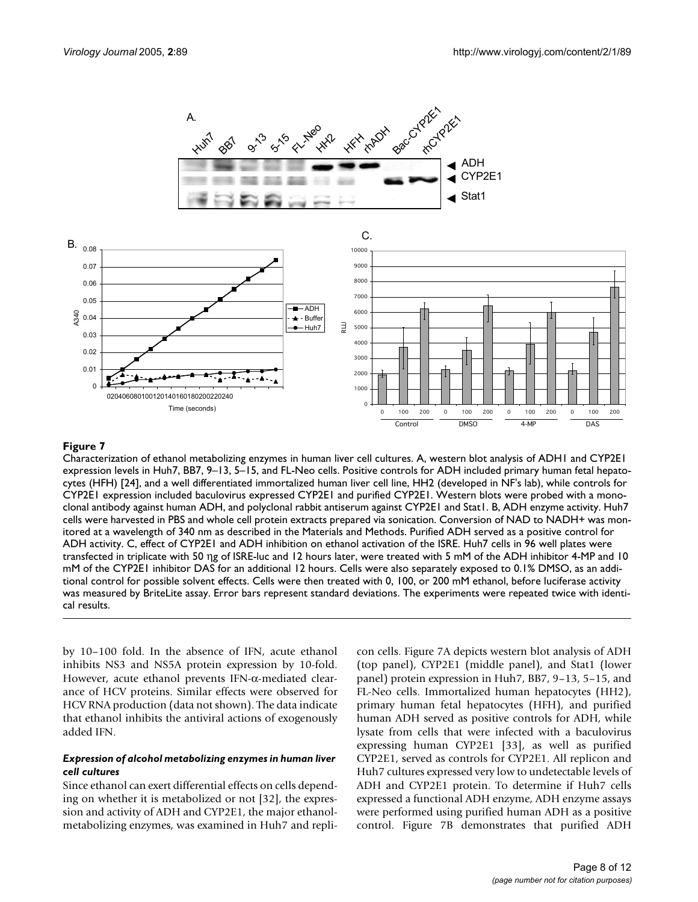**Figure 7**

Characterization of ethanol metabolizing enzymes in human liver cell cultures. A, western blot analysis of ADH1 and CYP2E1 expression levels in Huh7, BB7, 9–13, 5–15, and FL-Neo cells. Positive controls for ADH included primary human fetal hepatocytes (HFH) [24], and a well differentiated immortalized human liver cell line, HH2 (developed in NF's lab), while controls for CYP2E1 expression included baculovirus expressed CYP2E1 and purified CYP2E1. Western blots were probed with a monoclonal antibody against human ADH, and polyclonal rabbit antiserum against CYP2E1 and Stat1. B, ADH enzyme activity. Huh7 cells were harvested in PBS and whole cell protein extracts prepared via sonication. Conversion of NAD to NADH+ was monitored at a wavelength of 340 nm as described in the Materials and Methods. Purified ADH served as a positive control for ADH activity. C, effect of CYP2E1 and ADH inhibition on ethanol activation of the ISRE. Huh7 cells in 96 well plates were transfected in triplicate with 50 ηg of ISRE-luc and 12 hours later, were treated with 5 mM of the ADH inhibitor 4-MP and 10 mM of the CYP2E1 inhibitor DAS for an additional 12 hours. Cells were also separately exposed to 0.1% DMSO, as an additional control for possible solvent effects. Cells were then treated with 0, 100, or 200 mM ethanol, before luciferase activity was measured by BriteLite assay. Error bars represent standard deviations. The experiments were repeated twice with identical results.

by 10–100 fold. In the absence of IFN, acute ethanol inhibits NS3 and NS5A protein expression by 10-fold. However, acute ethanol prevents IFN-α-mediated clearance of HCV proteins. Similar effects were observed for HCV RNA production (data not shown). The data indicate that ethanol inhibits the antiviral actions of exogenously added IFN.

### *Expression of alcohol metabolizing enzymes in human liver cell cultures*

Since ethanol can exert differential effects on cells depending on whether it is metabolized or not [32], the expression and activity of ADH and CYP2E1, the major ethanol-metabolizing enzymes, was examined in Huh7 and replicon cells. Figure 7A depicts western blot analysis of ADH (top panel), CYP2E1 (middle panel), and Stat1 (lower panel) protein expression in Huh7, BB7, 9–13, 5–15, and FL-Neo cells. Immortalized human hepatocytes (HH2), primary human fetal hepatocytes (HFH), and purified human ADH served as positive controls for ADH, while lysate from cells that were infected with a baculovirus expressing human CYP2E1 [33], as well as purified CYP2E1, served as controls for CYP2E1. All replicon and Huh7 cultures expressed very low to undetectable levels of ADH and CYP2E1 protein. To determine if Huh7 cells expressed a functional ADH enzyme, ADH enzyme assays were performed using purified human ADH as a positive control. Figure 7B demonstrates that purified ADH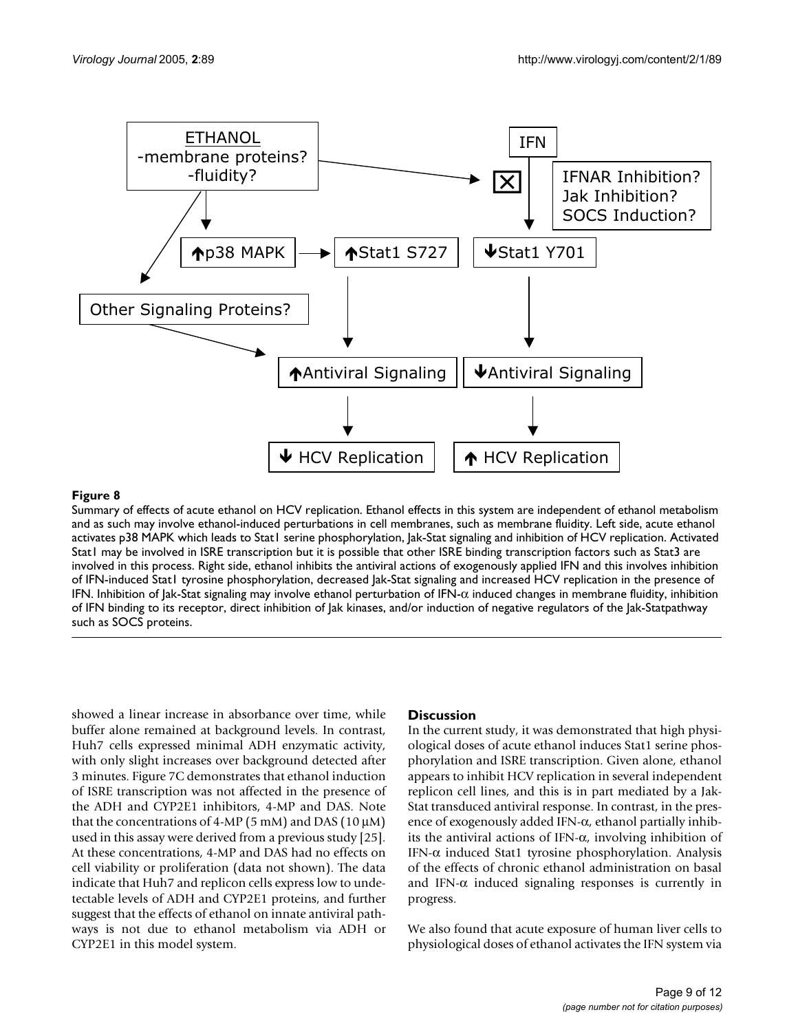**Figure 8**

Summary of effects of acute ethanol on HCV replication. Ethanol effects in this system are independent of ethanol metabolism and as such may involve ethanol-induced perturbations in cell membranes, such as membrane fluidity. Left side, acute ethanol activates p38 MAPK which leads to Stat1 serine phosphorylation, Jak-Stat signaling and inhibition of HCV replication. Activated Stat1 may be involved in ISRE transcription but it is possible that other ISRE binding transcription factors such as Stat3 are involved in this process. Right side, ethanol inhibits the antiviral actions of exogenously applied IFN and this involves inhibition of IFN-induced Stat1 tyrosine phosphorylation, decreased Jak-Stat signaling and increased HCV replication in the presence of IFN. Inhibition of Jak-Stat signaling may involve ethanol perturbation of IFN-α induced changes in membrane fluidity, inhibition of IFN binding to its receptor, direct inhibition of Jak kinases, and/or induction of negative regulators of the Jak-Statpathway such as SOCS proteins.

showed a linear increase in absorbance over time, while buffer alone remained at background levels. In contrast, Huh7 cells expressed minimal ADH enzymatic activity, with only slight increases over background detected after 3 minutes. Figure 7C demonstrates that ethanol induction of ISRE transcription was not affected in the presence of the ADH and CYP2E1 inhibitors, 4-MP and DAS. Note that the concentrations of 4-MP (5 mM) and DAS (10 μM) used in this assay were derived from a previous study [25]. At these concentrations, 4-MP and DAS had no effects on cell viability or proliferation (data not shown). The data indicate that Huh7 and replicon cells express low to undetectable levels of ADH and CYP2E1 proteins, and further suggest that the effects of ethanol on innate antiviral pathways is not due to ethanol metabolism via ADH or CYP2E1 in this model system.

## Discussion

In the current study, it was demonstrated that high physiological doses of acute ethanol induces Stat1 serine phosphorylation and ISRE transcription. Given alone, ethanol appears to inhibit HCV replication in several independent replicon cell lines, and this is in part mediated by a Jak-Stat transduced antiviral response. In contrast, in the presence of exogenously added IFN-α, ethanol partially inhibits the antiviral actions of IFN-α, involving inhibition of IFN-α induced Stat1 tyrosine phosphorylation. Analysis of the effects of chronic ethanol administration on basal and IFN-α induced signaling responses is currently in progress.

We also found that acute exposure of human liver cells to physiological doses of ethanol activates the IFN system via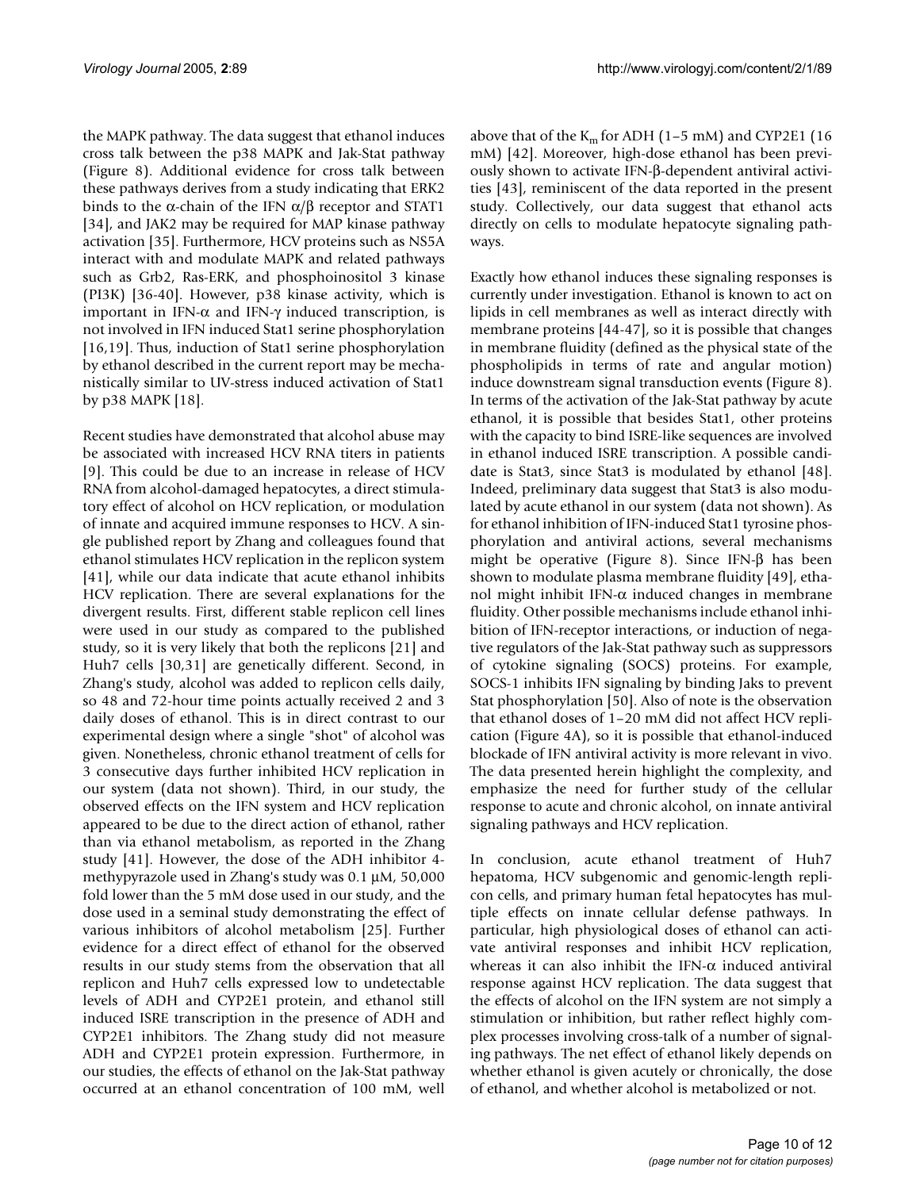the MAPK pathway. The data suggest that ethanol induces cross talk between the p38 MAPK and Jak-Stat pathway (Figure 8). Additional evidence for cross talk between these pathways derives from a study indicating that ERK2 binds to the α-chain of the IFN α/β receptor and STAT1 [34], and JAK2 may be required for MAP kinase pathway activation [35]. Furthermore, HCV proteins such as NS5A interact with and modulate MAPK and related pathways such as Grb2, Ras-ERK, and phosphoinositol 3 kinase (PI3K) [36-40]. However, p38 kinase activity, which is important in IFN-α and IFN-γ induced transcription, is not involved in IFN induced Stat1 serine phosphorylation [16,19]. Thus, induction of Stat1 serine phosphorylation by ethanol described in the current report may be mechanistically similar to UV-stress induced activation of Stat1 by p38 MAPK [18].

Recent studies have demonstrated that alcohol abuse may be associated with increased HCV RNA titers in patients [9]. This could be due to an increase in release of HCV RNA from alcohol-damaged hepatocytes, a direct stimulatory effect of alcohol on HCV replication, or modulation of innate and acquired immune responses to HCV. A single published report by Zhang and colleagues found that ethanol stimulates HCV replication in the replicon system [41], while our data indicate that acute ethanol inhibits HCV replication. There are several explanations for the divergent results. First, different stable replicon cell lines were used in our study as compared to the published study, so it is very likely that both the replicons [21] and Huh7 cells [30,31] are genetically different. Second, in Zhang's study, alcohol was added to replicon cells daily, so 48 and 72-hour time points actually received 2 and 3 daily doses of ethanol. This is in direct contrast to our experimental design where a single "shot" of alcohol was given. Nonetheless, chronic ethanol treatment of cells for 3 consecutive days further inhibited HCV replication in our system (data not shown). Third, in our study, the observed effects on the IFN system and HCV replication appeared to be due to the direct action of ethanol, rather than via ethanol metabolism, as reported in the Zhang study [41]. However, the dose of the ADH inhibitor 4-methypyrazole used in Zhang's study was 0.1 μM, 50,000 fold lower than the 5 mM dose used in our study, and the dose used in a seminal study demonstrating the effect of various inhibitors of alcohol metabolism [25]. Further evidence for a direct effect of ethanol for the observed results in our study stems from the observation that all replicon and Huh7 cells expressed low to undetectable levels of ADH and CYP2E1 protein, and ethanol still induced ISRE transcription in the presence of ADH and CYP2E1 inhibitors. The Zhang study did not measure ADH and CYP2E1 protein expression. Furthermore, in our studies, the effects of ethanol on the Jak-Stat pathway occurred at an ethanol concentration of 100 mM, well above that of the $K_m$ for ADH (1–5 mM) and CYP2E1 (16 mM) [42]. Moreover, high-dose ethanol has been previously shown to activate IFN-β-dependent antiviral activities [43], reminiscent of the data reported in the present study. Collectively, our data suggest that ethanol acts directly on cells to modulate hepatocyte signaling pathways.

Exactly how ethanol induces these signaling responses is currently under investigation. Ethanol is known to act on lipids in cell membranes as well as interact directly with membrane proteins [44-47], so it is possible that changes in membrane fluidity (defined as the physical state of the phospholipids in terms of rate and angular motion) induce downstream signal transduction events (Figure 8). In terms of the activation of the Jak-Stat pathway by acute ethanol, it is possible that besides Stat1, other proteins with the capacity to bind ISRE-like sequences are involved in ethanol induced ISRE transcription. A possible candidate is Stat3, since Stat3 is modulated by ethanol [48]. Indeed, preliminary data suggest that Stat3 is also modulated by acute ethanol in our system (data not shown). As for ethanol inhibition of IFN-induced Stat1 tyrosine phosphorylation and antiviral actions, several mechanisms might be operative (Figure 8). Since IFN-β has been shown to modulate plasma membrane fluidity [49], ethanol might inhibit IFN-α induced changes in membrane fluidity. Other possible mechanisms include ethanol inhibition of IFN-receptor interactions, or induction of negative regulators of the Jak-Stat pathway such as suppressors of cytokine signaling (SOCS) proteins. For example, SOCS-1 inhibits IFN signaling by binding Jaks to prevent Stat phosphorylation [50]. Also of note is the observation that ethanol doses of 1–20 mM did not affect HCV replication (Figure 4A), so it is possible that ethanol-induced blockade of IFN antiviral activity is more relevant in vivo. The data presented herein highlight the complexity, and emphasize the need for further study of the cellular response to acute and chronic alcohol, on innate antiviral signaling pathways and HCV replication.

In conclusion, acute ethanol treatment of Huh7 hepatoma, HCV subgenomic and genomic-length replicon cells, and primary human fetal hepatocytes has multiple effects on innate cellular defense pathways. In particular, high physiological doses of ethanol can activate antiviral responses and inhibit HCV replication, whereas it can also inhibit the IFN-α induced antiviral response against HCV replication. The data suggest that the effects of alcohol on the IFN system are not simply a stimulation or inhibition, but rather reflect highly complex processes involving cross-talk of a number of signaling pathways. The net effect of ethanol likely depends on whether ethanol is given acutely or chronically, the dose of ethanol, and whether alcohol is metabolized or not.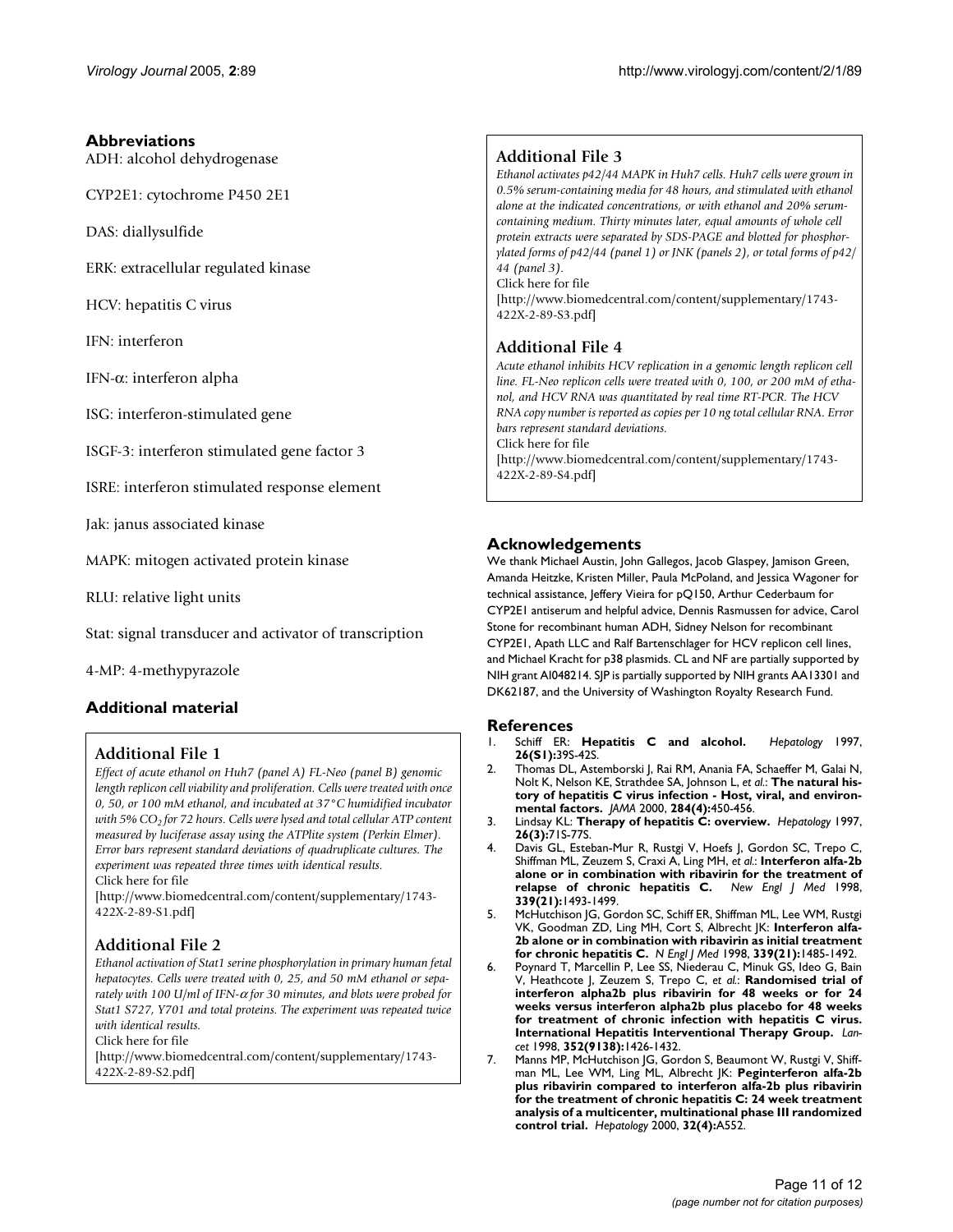## Abbreviations

ADH: alcohol dehydrogenase

CYP2E1: cytochrome P450 2E1

DAS: diallysulfide

ERK: extracellular regulated kinase

HCV: hepatitis C virus

IFN: interferon

IFN-α: interferon alpha

ISG: interferon-stimulated gene

ISGF-3: interferon stimulated gene factor 3

ISRE: interferon stimulated response element

Jak: janus associated kinase

MAPK: mitogen activated protein kinase

RLU: relative light units

Stat: signal transducer and activator of transcription

4-MP: 4-methypyrazole

## Additional material

### Additional File 1

*Effect of acute ethanol on Huh7 (panel A) FL-Neo (panel B) genomic length replicon cell viability and proliferation. Cells were treated with once 0, 50, or 100 mM ethanol, and incubated at 37°C humidified incubator with 5% $CO_2$ for 72 hours. Cells were lysed and total cellular ATP content measured by luciferase assay using the ATPlite system (Perkin Elmer). Error bars represent standard deviations of quadruplicate cultures. The experiment was repeated three times with identical results.*
Click here for file
[http://www.biomedcentral.com/content/supplementary/1743-422X-2-89-S1.pdf]

### Additional File 2

*Ethanol activation of Stat1 serine phosphorylation in primary human fetal hepatocytes. Cells were treated with 0, 25, and 50 mM ethanol or separately with 100 U/ml of IFN-α for 30 minutes, and blots were probed for Stat1 S727, Y701 and total proteins. The experiment was repeated twice with identical results.*
Click here for file
[http://www.biomedcentral.com/content/supplementary/1743-422X-2-89-S2.pdf]

### Additional File 3

*Ethanol activates p42/44 MAPK in Huh7 cells. Huh7 cells were grown in 0.5% serum-containing media for 48 hours, and stimulated with ethanol alone at the indicated concentrations, or with ethanol and 20% serum-containing medium. Thirty minutes later, equal amounts of whole cell protein extracts were separated by SDS-PAGE and blotted for phosphorylated forms of p42/44 (panel 1) or JNK (panels 2), or total forms of p42/44 (panel 3).*
Click here for file
[http://www.biomedcentral.com/content/supplementary/1743-422X-2-89-S3.pdf]

### Additional File 4

*Acute ethanol inhibits HCV replication in a genomic length replicon cell line. FL-Neo replicon cells were treated with 0, 100, or 200 mM of ethanol, and HCV RNA was quantitated by real time RT-PCR. The HCV RNA copy number is reported as copies per 10 ng total cellular RNA. Error bars represent standard deviations.*
Click here for file
[http://www.biomedcentral.com/content/supplementary/1743-422X-2-89-S4.pdf]

## Acknowledgements

We thank Michael Austin, John Gallegos, Jacob Glaspey, Jamison Green, Amanda Heitzke, Kristen Miller, Paula McPoland, and Jessica Wagoner for technical assistance, Jeffery Vieira for pQ150, Arthur Cederbaum for CYP2E1 antiserum and helpful advice, Dennis Rasmussen for advice, Carol Stone for recombinant human ADH, Sidney Nelson for recombinant CYP2E1, Apath LLC and Ralf Bartenschlager for HCV replicon cell lines, and Michael Kracht for p38 plasmids. CL and NF are partially supported by NIH grant AI048214. SJP is partially supported by NIH grants AA13301 and DK62187, and the University of Washington Royalty Research Fund.

## References

1. Schiff ER: **Hepatitis C and alcohol.** *Hepatology* 1997, **26(S1):**39S-42S.
2. Thomas DL, Astemborski J, Rai RM, Anania FA, Schaeffer M, Galai N, Nolt K, Nelson KE, Strathdee SA, Johnson L, *et al.*: **The natural history of hepatitis C virus infection - Host, viral, and environmental factors.** *JAMA* 2000, **284(4):**450-456.
3. Lindsay KL: **Therapy of hepatitis C: overview.** *Hepatology* 1997, **26(3):**71S-77S.
4. Davis GL, Esteban-Mur R, Rustgi V, Hoefs J, Gordon SC, Trepo C, Shiffman ML, Zeuzem S, Craxi A, Ling MH, *et al.*: **Interferon alfa-2b alone or in combination with ribavirin for the treatment of relapse of chronic hepatitis C.** *New Engl J Med* 1998, **339(21):**1493-1499.
5. McHutchison JG, Gordon SC, Schiff ER, Shiffman ML, Lee WM, Rustgi VK, Goodman ZD, Ling MH, Cort S, Albrecht JK: **Interferon alfa-2b alone or in combination with ribavirin as initial treatment for chronic hepatitis C.** *N Engl J Med* 1998, **339(21):**1485-1492.
6. Poynard T, Marcellin P, Lee SS, Niederau C, Minuk GS, Ideo G, Bain V, Heathcote J, Zeuzem S, Trepo C, *et al.*: **Randomised trial of interferon alpha2b plus ribavirin for 48 weeks or for 24 weeks versus interferon alpha2b plus placebo for 48 weeks for treatment of chronic infection with hepatitis C virus. International Hepatitis Interventional Therapy Group.** *Lancet* 1998, **352(9138):**1426-1432.
7. Manns MP, McHutchison JG, Gordon S, Beaumont W, Rustgi V, Shiffman ML, Lee WM, Ling ML, Albrecht JK: **Peginterferon alfa-2b plus ribavirin compared to interferon alfa-2b plus ribavirin for the treatment of chronic hepatitis C: 24 week treatment analysis of a multicenter, multinational phase III randomized control trial.** *Hepatology* 2000, **32(4):**A552.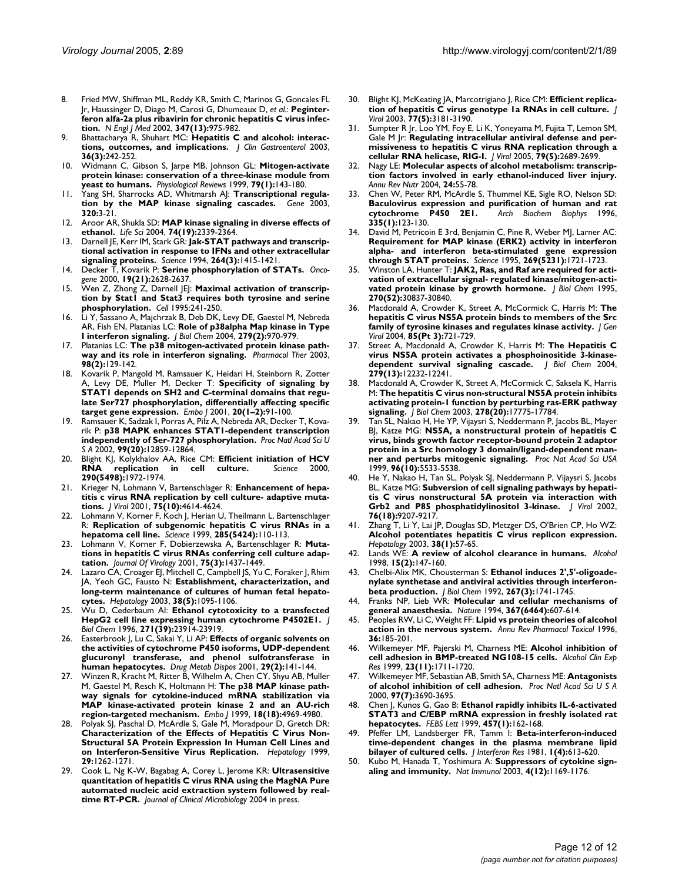8. Fried MW, Shiffman ML, Reddy KR, Smith C, Marinos G, Goncales FL Jr, Haussinger D, Diago M, Carosi G, Dhumeaux D, *et al.*: **Peginterferon alfa-2a plus ribavirin for chronic hepatitis C virus infection.** *N Engl J Med* 2002, **347(13):**975-982.
9. Bhattacharya R, Shuhart MC: **Hepatitis C and alcohol: interactions, outcomes, and implications.** *J Clin Gastroenterol* 2003, **36(3):**242-252.
10. Widmann C, Gibson S, Jarpe MB, Johnson GL: **Mitogen-activate protein kinase: conservation of a three-kinase module from yeast to humans.** *Physiological Reviews* 1999, **79(1):**143-180.
11. Yang SH, Sharrocks AD, Whitmarsh AJ: **Transcriptional regulation by the MAP kinase signaling cascades.** *Gene* 2003, **320:**3-21.
12. Aroor AR, Shukla SD: **MAP kinase signaling in diverse effects of ethanol.** *Life Sci* 2004, **74(19):**2339-2364.
13. Darnell JE, Kerr IM, Stark GR: **Jak-STAT pathways and transcriptional activation in response to IFNs and other extracellular signaling proteins.** *Science* 1994, **264(3):**1415-1421.
14. Decker T, Kovarik P: **Serine phosphorylation of STATs.** *Oncogene* 2000, **19(21):**2628-2637.
15. Wen Z, Zhong Z, Darnell JEJ: **Maximal activation of transcription by Stat1 and Stat3 requires both tyrosine and serine phosphorylation.** *Cell* 1995:241-250.
16. Li Y, Sassano A, Majchrzak B, Deb DK, Levy DE, Gaestel M, Nebreda AR, Fish EN, Platanias LC: **Role of p38alpha Map kinase in Type I interferon signaling.** *J Biol Chem* 2004, **279(2):**970-979.
17. Platanias LC: **The p38 mitogen-activated protein kinase pathway and its role in interferon signaling.** *Pharmacol Ther* 2003, **98(2):**129-142.
18. Kovarik P, Mangold M, Ramsauer K, Heidari H, Steinborn R, Zotter A, Levy DE, Muller M, Decker T: **Specificity of signaling by STAT1 depends on SH2 and C-terminal domains that regulate Ser727 phosphorylation, differentially affecting specific target gene expression.** *Embo J* 2001, **20(1–2):**91-100.
19. Ramsauer K, Sadzak I, Porras A, Pilz A, Nebreda AR, Decker T, Kovarik P: **p38 MAPK enhances STAT1-dependent transcription independently of Ser-727 phosphorylation.** *Proc Natl Acad Sci U S A* 2002, **99(20):**12859-12864.
20. Blight KJ, Kolykhalov AA, Rice CM: **Efficient initiation of HCV RNA replication in cell culture.** *Science* 2000, **290(5498):**1972-1974.
21. Krieger N, Lohmann V, Bartenschlager R: **Enhancement of hepatitis c virus RNA replication by cell culture- adaptive mutations.** *J Virol* 2001, **75(10):**4614-4624.
22. Lohmann V, Korner F, Koch J, Herian U, Theilmann L, Bartenschlager R: **Replication of subgenomic hepatitis C virus RNAs in a hepatoma cell line.** *Science* 1999, **285(5424):**110-113.
23. Lohmann V, Korner F, Dobierzewska A, Bartenschlager R: **Mutations in hepatitis C virus RNAs conferring cell culture adaptation.** *Journal Of Virology* 2001, **75(3):**1437-1449.
24. Lazaro CA, Croager EJ, Mitchell C, Campbell JS, Yu C, Foraker J, Rhim JA, Yeoh GC, Fausto N: **Establishment, characterization, and long-term maintenance of cultures of human fetal hepatocytes.** *Hepatology* 2003, **38(5):**1095-1106.
25. Wu D, Cederbaum AI: **Ethanol cytotoxicity to a transfected HepG2 cell line expressing human cytochrome P4502E1.** *J Biol Chem* 1996, **271(39):**23914-23919.
26. Easterbrook J, Lu C, Sakai Y, Li AP: **Effects of organic solvents on the activities of cytochrome P450 isoforms, UDP-dependent glucuronyl transferase, and phenol sulfotransferase in human hepatocytes.** *Drug Metab Dispos* 2001, **29(2):**141-144.
27. Winzen R, Kracht M, Ritter B, Wilhelm A, Chen CY, Shyu AB, Muller M, Gaestel M, Resch K, Holtmann H: **The p38 MAP kinase pathway signals for cytokine-induced mRNA stabilization via MAP kinase-activated protein kinase 2 and an AU-rich region-targeted mechanism.** *Embo J* 1999, **18(18):**4969-4980.
28. Polyak SJ, Paschal D, McArdle S, Gale M, Moradpour D, Gretch DR: **Characterization of the Effects of Hepatitis C Virus Non-Structural 5A Protein Expression In Human Cell Lines and on Interferon-Sensitive Virus Replication.** *Hepatology* 1999, **29:**1262-1271.
29. Cook L, Ng K-W, Bagabag A, Corey L, Jerome KR: **Ultrasensitive quantitation of hepatitis C virus RNA using the MagNA Pure automated nucleic acid extraction system followed by real-time RT-PCR.** *Journal of Clinical Microbiology* 2004 in press.
30. Blight KJ, McKeating JA, Marcotrigiano J, Rice CM: **Efficient replication of hepatitis C virus genotype 1a RNAs in cell culture.** *J Virol* 2003, **77(5):**3181-3190.
31. Sumpter R Jr, Loo YM, Foy E, Li K, Yoneyama M, Fujita T, Lemon SM, Gale M Jr: **Regulating intracellular antiviral defense and permissiveness to hepatitis C virus RNA replication through a cellular RNA helicase, RIG-I.** *J Virol* 2005, **79(5):**2689-2699.
32. Nagy LE: **Molecular aspects of alcohol metabolism: transcription factors involved in early ethanol-induced liver injury.** *Annu Rev Nutr* 2004, **24:**55-78.
33. Chen W, Peter RM, McArdle S, Thummel KE, Sigle RO, Nelson SD: **Baculovirus expression and purification of human and rat cytochrome P450 2E1.** *Arch Biochem Biophys* 1996, **335(1):**123-130.
34. David M, Petricoin E 3rd, Benjamin C, Pine R, Weber MJ, Larner AC: **Requirement for MAP kinase (ERK2) activity in interferon alpha- and interferon beta-stimulated gene expression through STAT proteins.** *Science* 1995, **269(5231):**1721-1723.
35. Winston LA, Hunter T: **JAK2, Ras, and Raf are required for activation of extracellular signal- regulated kinase/mitogen-activated protein kinase by growth hormone.** *J Biol Chem* 1995, **270(52):**30837-30840.
36. Macdonald A, Crowder K, Street A, McCormick C, Harris M: **The hepatitis C virus NS5A protein binds to members of the Src family of tyrosine kinases and regulates kinase activity.** *J Gen Virol* 2004, **85(Pt 3):**721-729.
37. Street A, Macdonald A, Crowder K, Harris M: **The Hepatitis C virus NS5A protein activates a phosphoinositide 3-kinase-dependent survival signaling cascade.** *J Biol Chem* 2004, **279(13):**12232-12241.
38. Macdonald A, Crowder K, Street A, McCormick C, Saksela K, Harris M: **The hepatitis C virus non-structural NS5A protein inhibits activating protein-1 function by perturbing ras-ERK pathway signaling.** *J Biol Chem* 2003, **278(20):**17775-17784.
39. Tan SL, Nakao H, He YP, Vijaysri S, Neddermann P, Jacobs BL, Mayer BJ, Katze MG: **NS5A, a nonstructural protein of hepatitis C virus, binds growth factor receptor-bound protein 2 adaptor protein in a Src homology 3 domain/ligand-dependent manner and perturbs mitogenic signaling.** *Proc Nat Acad Sci USA* 1999, **96(10):**5533-5538.
40. He Y, Nakao H, Tan SL, Polyak SJ, Neddermann P, Vijaysri S, Jacobs BL, Katze MG: **Subversion of cell signaling pathways by hepatitis C virus nonstructural 5A protein via interaction with Grb2 and P85 phosphatidylinositol 3-kinase.** *J Virol* 2002, **76(18):**9207-9217.
41. Zhang T, Li Y, Lai JP, Douglas SD, Metzger DS, O'Brien CP, Ho WZ: **Alcohol potentiates hepatitis C virus replicon expression.** *Hepatology* 2003, **38(1):**57-65.
42. Lands WE: **A review of alcohol clearance in humans.** *Alcohol* 1998, **15(2):**147-160.
43. Chelbi-Alix MK, Chousterman S: **Ethanol induces 2',5'-oligoadenylate synthetase and antiviral activities through interferon-beta production.** *J Biol Chem* 1992, **267(3):**1741-1745.
44. Franks NP, Lieb WR: **Molecular and cellular mechanisms of general anaesthesia.** *Nature* 1994, **367(6464):**607-614.
45. Peoples RW, Li C, Weight FF: **Lipid vs protein theories of alcohol action in the nervous system.** *Annu Rev Pharmacol Toxicol* 1996, **36:**185-201.
46. Wilkemeyer MF, Pajerski M, Charness ME: **Alcohol inhibition of cell adhesion in BMP-treated NG108-15 cells.** *Alcohol Clin Exp Res* 1999, **23(11):**1711-1720.
47. Wilkemeyer MF, Sebastian AB, Smith SA, Charness ME: **Antagonists of alcohol inhibition of cell adhesion.** *Proc Natl Acad Sci U S A* 2000, **97(7):**3690-3695.
48. Chen J, Kunos G, Gao B: **Ethanol rapidly inhibits IL-6-activated STAT3 and C/EBP mRNA expression in freshly isolated rat hepatocytes.** *FEBS Lett* 1999, **457(1):**162-168.
49. Pfeffer LM, Landsberger FR, Tamm I: **Beta-interferon-induced time-dependent changes in the plasma membrane lipid bilayer of cultured cells.** *J Interferon Res* 1981, **1(4):**613-620.
50. Kubo M, Hanada T, Yoshimura A: **Suppressors of cytokine signaling and immunity.** *Nat Immunol* 2003, **4(12):**1169-1176.